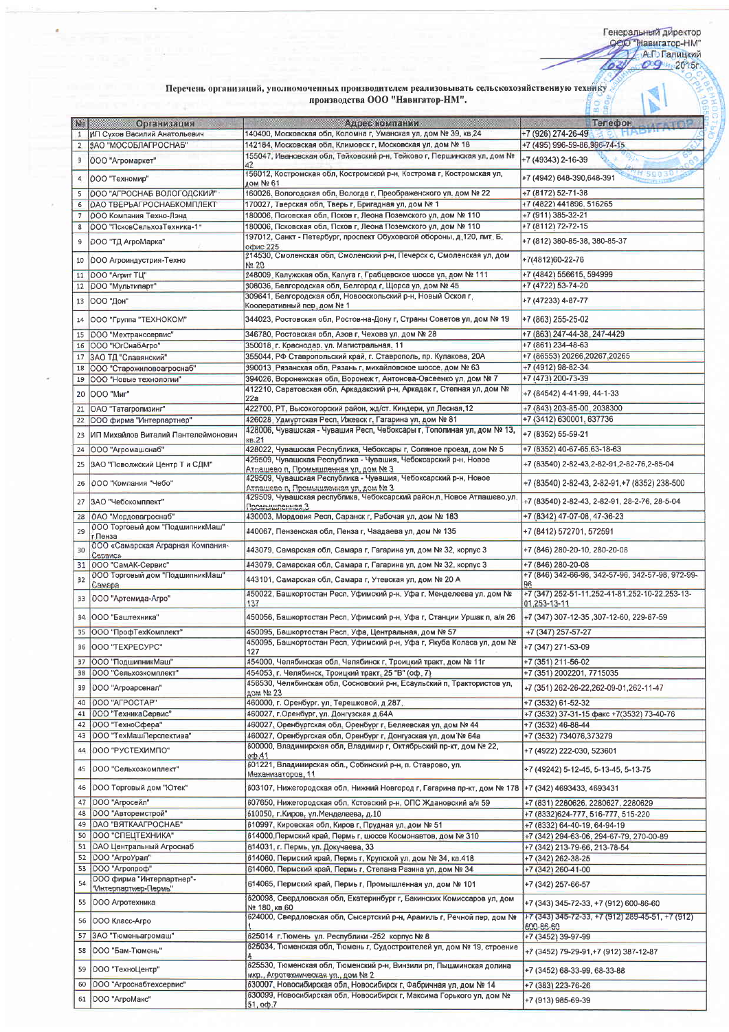Генеральный директор
ООО "Навигатор-НМ"
А.Г. Галицкий
02 09 2015г

**Перечень организаций, уполномоченных производителем реализовывать сельскохозяйственную технику производства ООО "Навигатор-НМ".**

| № | Организация | Адрес компании | Телефон |
|---|---|---|---|
| 1 | ИП Сухов Василий Анатольевич | 140400, Московская обл, Коломна г, Уманская ул, дом № 39, кв.24 | +7 (926) 274-26-49 |
| 2 | ЗАО "МОСОБЛАГРОСНАБ" | 142184, Московская обл, Климовск г, Московская ул, дом № 18 | +7 (495) 996-59-86,996-74-15 |
| 3 | ООО "Агромаркет" | 155047, Ивановская обл, Тейковский р-н, Тейково г, Першинская ул, дом № 42 | +7 (49343) 2-16-39 |
| 4 | ООО "Техномир" | 156012, Костромская обл, Костромской р-н, Кострома г, Костромская ул, дом № 61 | +7 (4942) 648-390,648-391 |
| 5 | ООО "АГРОСНАБ ВОЛОГОДСКИЙ" | 160026, Вологодская обл, Вологда г, Преображенского ул, дом № 22 | +7 (8172) 52-71-38 |
| 6 | ОАО ТВЕРЬАГРОСНАБКОМПЛЕКТ | 170027, Тверская обл, Тверь г, Бригадная ул, дом № 1 | +7 (4822) 441896, 516265 |
| 7 | ООО Компания Техно-Лэнд | 180006, Псковская обл, Псков г, Леона Поземского ул, дом № 110 | +7 (911) 385-32-21 |
| 8 | ООО "ПсковСельхозТехника-1" | 180006, Псковская обл, Псков г, Леона Поземского ул, дом № 110 | +7 (8112) 72-72-15 |
| 9 | ООО "ТД АгроМарка" | 197012, Санкт - Петербург, проспект Обуховской обороны, д.120, лит. Б, офис 225 | +7 (812) 380-85-38, 380-85-37 |
| 10 | ООО Агроиндустрия-Техно | 214530, Смоленская обл, Смоленский р-н, Печерск с, Смоленская ул, дом № 20 | +7(4812)60-22-76 |
| 11 | ООО "Агрит ТЦ" | 248009, Калужская обл, Калуга г, Грабцевское шоссе ул, дом № 111 | +7 (4842) 556615, 594999 |
| 12 | ООО "Мультипарт" | 308036, Белгородская обл, Белгород г, Щорса ул, дом № 45 | +7 (4722) 53-74-20 |
| 13 | ООО "Дон" | 309641, Белгородская обл, Новооскольский р-н, Новый Оскол г, Кооперативный пер, дом № 1 | +7 (47233) 4-87-77 |
| 14 | ООО "Группа "ТЕХНОКОМ" | 344023, Ростовская обл, Ростов-на-Дону г, Страны Советов ул, дом № 19 | +7 (863) 255-25-02 |
| 15 | ООО "Мехтранссервис" | 346780, Ростовская обл, Азов г, Чехова ул, дом № 28 | +7 (863) 247-44-38, 247-4429 |
| 16 | ООО "ЮгСнабАгро" | 350018, г. Краснодар, ул. Магистральная, 11 | +7 (861) 234-48-63 |
| 17 | ЗАО ТД "Славянский" | 355044, РФ Ставропольский край, г. Ставрополь, пр. Кулакова, 20А | +7 (86553) 20266,20267,20265 |
| 18 | ООО "Старожиловоагроснаб" | 390013, Рязанская обл, Рязань г, михайловское шоссе, дом № 63 | +7 (4912) 98-82-34 |
| 19 | ООО "Новые технологии" | 394026, Воронежская обл, Воронеж г, Антонова-Овсеенко ул, дом № 7 | +7 (473) 200-73-39 |
| 20 | ООО "Миг" | 412210, Саратовская обл, Аркадакский р-н, Аркадак г, Степная ул, дом № 22а | +7 (84542) 4-41-99, 44-1-33 |
| 21 | ОАО "Татагролизинг" | 422700, РТ, Высокогорский район, ж/ст. Киндери, ул.Лесная,12 | +7 (843) 203-85-00, 2038300 |
| 22 | ООО фирма "Интерпартнер" | 426028, Удмуртская Респ, Ижевск г, Гагарина ул, дом № 81 | +7 (3412) 630001, 637736 |
| 23 | ИП Михайлов Виталий Пантелеймонович | 428006, Чувашская - Чувашия Респ, Чебоксары г, Тополиная ул, дом № 13, кв.21 | +7 (8352) 55-59-21 |
| 24 | ООО "Агромашснаб" | 428022, Чувашская Республика, Чебоксары г, Соляное проезд, дом № 5 | +7 (8352) 40-67-65,63-18-63 |
| 25 | ЗАО "Поволжский Центр Т и СДМ" | 429509, Чувашская Республика - Чувашия, Чебоксарский р-н, Новое Атлашево п, Промышленная ул, дом № 3 | +7 (83540) 2-82-43,2-82-91,2-82-76,2-85-04 |
| 26 | ООО "Компания "Чебо" | 429509, Чувашская Республика - Чувашия, Чебоксарский р-н, Новое Атлашево п, Промышленная ул, дом № 3 | +7 (83540) 2-82-43, 2-82-91,+7 (8352) 238-500 |
| 27 | ЗАО "Чебокомплект" | 429509, Чувашская республика, Чебоксарский район,п. Новое Атлашево,ул. Промышленная,3 | +7 (83540) 2-82-43, 2-82-91, 28-2-76, 28-5-04 |
| 28 | ОАО "Мордовагроснаб" | 430003, Мордовия Респ, Саранск г, Рабочая ул, дом № 183 | +7 (8342) 47-07-08, 47-36-23 |
| 29 | ООО Торговый дом "ПодшипникМаш" г.Пенза | 440067, Пензенская обл, Пенза г, Чаадаева ул, дом № 135 | +7 (8412) 572701, 572591 |
| 30 | ООО «Самарская Аграрная Компания-Сервис» | 443079, Самарская обл, Самара г, Гагарина ул, дом № 32, корпус 3 | +7 (846) 280-20-10, 280-20-08 |
| 31 | ООО "СамАК-Сервис" | 443079, Самарская обл, Самара г, Гагарина ул, дом № 32, корпус 3 | +7 (846) 280-20-08 |
| 32 | ООО Торговый дом "ПодшипникМаш" Самара | 443101, Самарская обл, Самара г, Утевская ул, дом № 20 А | +7 (846) 342-66-98, 342-57-96, 342-57-98, 972-99-96 |
| 33 | ООО "Артемида-Агро" | 450022, Башкортостан Респ, Уфимский р-н, Уфа г, Менделеева ул, дом № 137 | +7 (347) 252-51-11,252-41-81,252-10-22,253-13-01,253-13-11 |
| 34 | ООО "Баштехника" | 450056, Башкортостан Респ, Уфимский р-н, Уфа г, Станции Уршак п, а/я 26 | +7 (347) 307-12-35 ,307-12-60, 229-87-59 |
| 35 | ООО "ПрофТехКомплект" | 450095, Башкортостан Респ, Уфа, Центральная, дом № 57 | +7 (347) 257-57-27 |
| 36 | ООО "ТЕХРЕСУРС" | 450095, Башкортостан Респ, Уфимский р-н, Уфа г, Якуба Коласа ул, дом № 127 | +7 (347) 271-53-09 |
| 37 | ООО "ПодшипникМаш" | 454000, Челябинская обл, Челябинск г, Троицкий тракт, дом № 11г | +7 (351) 211-56-02 |
| 38 | ООО "Сельхозкомплект" | 454053, г. Челябинск, Троицкий тракт, 25 "В" (оф. 7) | +7 (351) 2002201, 7715035 |
| 39 | ООО "Агроарсенал" | 456530, Челябинская обл, Сосновский р-н, Есаульский п, Трактористов ул, дом № 23 | +7 (351) 262-26-22,262-09-01,262-11-47 |
| 40 | ООО "АГРОСТАР" | 460000, г. Оренбург, ул. Терешковой, д.287 | +7 (3532) 61-52-32 |
| 41 | ООО "ТехникаСервис" | 460027, г.Оренбург, ул. Донгузская д.64А | +7 (3532) 37-31-15 факс +7(3532) 73-40-76 |
| 42 | ООО "ТехноСфера" | 460027, Оренбургская обл, Оренбург г, Беляевская ул, дом № 44 | +7 (3532) 46-88-44 |
| 43 | ООО "ТехМашПерспектива" | 460027, Оренбургская обл, Оренбург г, Донгузская ул, дом № 64а | +7 (3532) 734076,373279 |
| 44 | ООО "РУСТЕХИМПО" | 600000, Владимирская обл, Владимир г, Октябрьский пр-кт, дом № 22, оф.41 | +7 (4922) 222-030, 523601 |
| 45 | ООО "Сельхозкомплект" | 601221, Владимирская обл., Собинский р-н, п. Ставрово, ул. Механизаторов, 11 | +7 (49242) 5-12-45, 5-13-45, 5-13-75 |
| 46 | ООО Торговый дом "Ютек" | 603107, Нижегородская обл, Нижний Новгород г, Гагарина пр-кт, дом № 178 | +7 (342) 4693433, 4693431 |
| 47 | ООО "Агросейл" | 607650, Нижегородская обл, Кстовский р-н, ОПС Ждановский а/я 59 | +7 (831) 2280626, 2280627, 2280629 |
| 48 | ООО "Авторемстрой" | 610050, г.Киров, ул.Менделеева, д.10 | +7 (8332)624-777, 516-777, 515-220 |
| 49 | ОАО "ВЯТКААГРОСНАБ" | 610997, Кировская обл, Киров г, Прудная ул, дом № 51 | +7 (8332) 64-40-19, 64-94-19 |
| 50 | ООО "СПЕЦТЕХНИКА" | 614000,Пермский край, Пермь г, шоссе Космонавтов, дом № 310 | +7 (342) 294-63-06, 294-67-79, 270-00-89 |
| 51 | ОАО Центральный Агроснаб | 614031, г. Пермь, ул. Докучаева, 33 | +7 (342) 213-79-66, 213-78-54 |
| 52 | ООО "АгроУрал" | 614060, Пермский край, Пермь г, Крупской ул, дом № 34, кв.418 | +7 (342) 262-38-25 |
| 53 | ООО "Агропроф" | 614060, Пермский край, Пермь г, Степана Разина ул, дом № 34 | +7 (342) 260-41-00 |
| 54 | ООО фирма "Интерпартнер"-"Интерпартнер-Пермь" | 614065, Пермский край, Пермь г, Промышленная ул, дом № 101 | +7 (342) 257-66-57 |
| 55 | ООО Агротехника | 620098, Свердловская обл, Екатеринбург г, Бакинских Комиссаров ул, дом № 180, кв.60 | +7 (343) 345-72-33, +7 (912) 600-86-60 |
| 56 | ООО Класс-Агро | 624000, Свердловская обл, Сысертский р-н, Арамиль г, Речной пер, дом № 1 | +7 (343) 345-72-33, +7 (912) 289-45-51, +7 (912) 600-86-60 |
| 57 | ЗАО "Тюменьагромаш" | 625014 г.Тюмень ул. Республики -252 корпус № 8 | +7 (3452) 39-97-99 |
| 58 | ООО "Бам-Тюмень" | 625034, Тюменская обл, Тюмень г, Судостроителей ул, дом № 19, строение 4 | +7 (3452) 79-29-91,+7 (912) 387-12-87 |
| 59 | ООО "ТехноЦентр" | 625530, Тюменская обл, Тюменский р-н, Винзили рп, Пышминская долина мкр., Агротехническая ул., дом № 2 | +7 (3452) 68-33-99, 68-33-88 |
| 60 | ООО "Агроснабтехсервис" | 630007, Новосибирская обл, Новосибирск г, Фабричная ул, дом № 14 | +7 (383) 223-76-26 |
| 61 | ООО "АгроМакс" | 630099, Новосибирская обл, Новосибирск г, Максима Горького ул, дом № 51, оф.7 | +7 (913) 985-69-39 |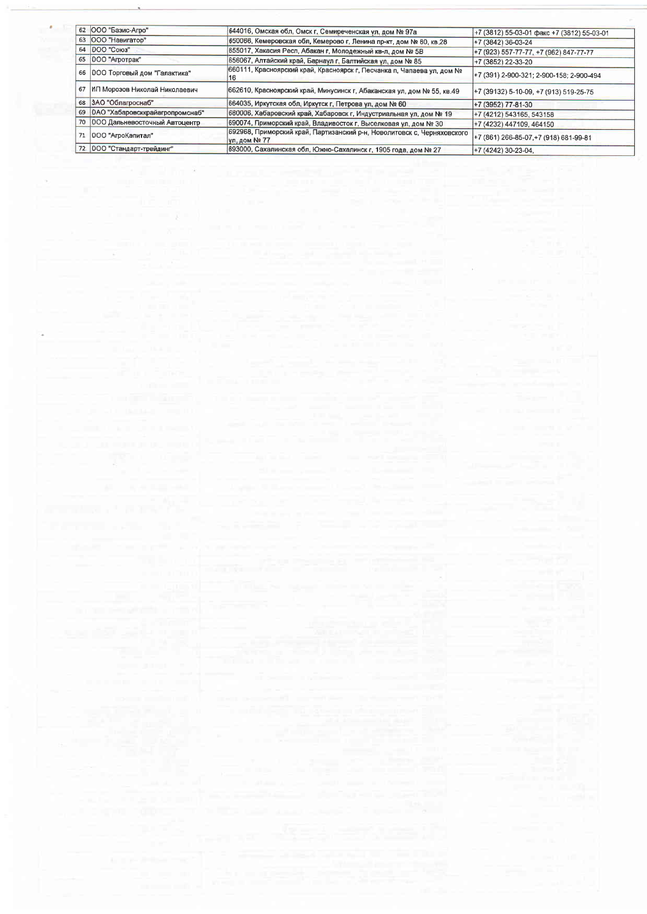| | | | |
|---|---|---|---|
| 62 | ООО "Базис-Агро" | 644016, Омская обл, Омск г, Семиреченская ул, дом № 97а | +7 (3812) 55-03-01 факс +7 (3812) 55-03-01 |
| 63 | ООО "Навигатор" | 650066, Кемеровская обл, Кемерово г, Ленина пр-кт, дом № 80, кв.28 | +7 (3842) 36-03-24 |
| 64 | ООО "Союз" | 655017, Хакасия Респ, Абакан г, Молодежный кв-л, дом № 5В | +7 (923) 557-77-77, +7 (962) 847-77-77 |
| 65 | ООО "Агротрак" | 656067, Алтайский край, Барнаул г, Балтийская ул, дом № 85 | +7 (3852) 22-33-20 |
| 66 | ООО Торговый дом "Галактика" | 660111, Красноярский край, Красноярск г, Песчанка п, Чапаева ул, дом № 16 | +7 (391) 2-900-321; 2-900-158; 2-900-494 |
| 67 | ИП Морозов Николай Николаевич | 662610, Красноярский край, Минусинск г, Абаканская ул, дом № 55, кв.49 | +7 (39132) 5-10-09, +7 (913) 519-25-75 |
| 68 | ЗАО "Облагроснаб" | 664035, Иркутская обл, Иркутск г, Петрова ул, дом № 60 | +7 (3952) 77-81-30 |
| 69 | ОАО "Хабаровсккрайагропромснаб" | 680006, Хабаровский край, Хабаровск г, Индустриальная ул, дом № 19 | +7 (4212) 543165, 543158 |
| 70 | ООО Дальневосточный Автоцентр | 690074, Приморский край, Владивосток г, Выселковая ул, дом № 30 | +7 (4232) 447109, 464150 |
| 71 | ООО "АгроКапитал" | 692968, Приморский край, Партизанский р-н, Новолитовск с, Черняховского ул, дом № 77 | +7 (861) 266-85-07,+7 (918) 681-99-81 |
| 72 | ООО "Стандарт-трейдинг" | 693000, Сахалинская обл, Южно-Сахалинск г, 1905 года, дом № 27 | +7 (4242) 30-23-04, |